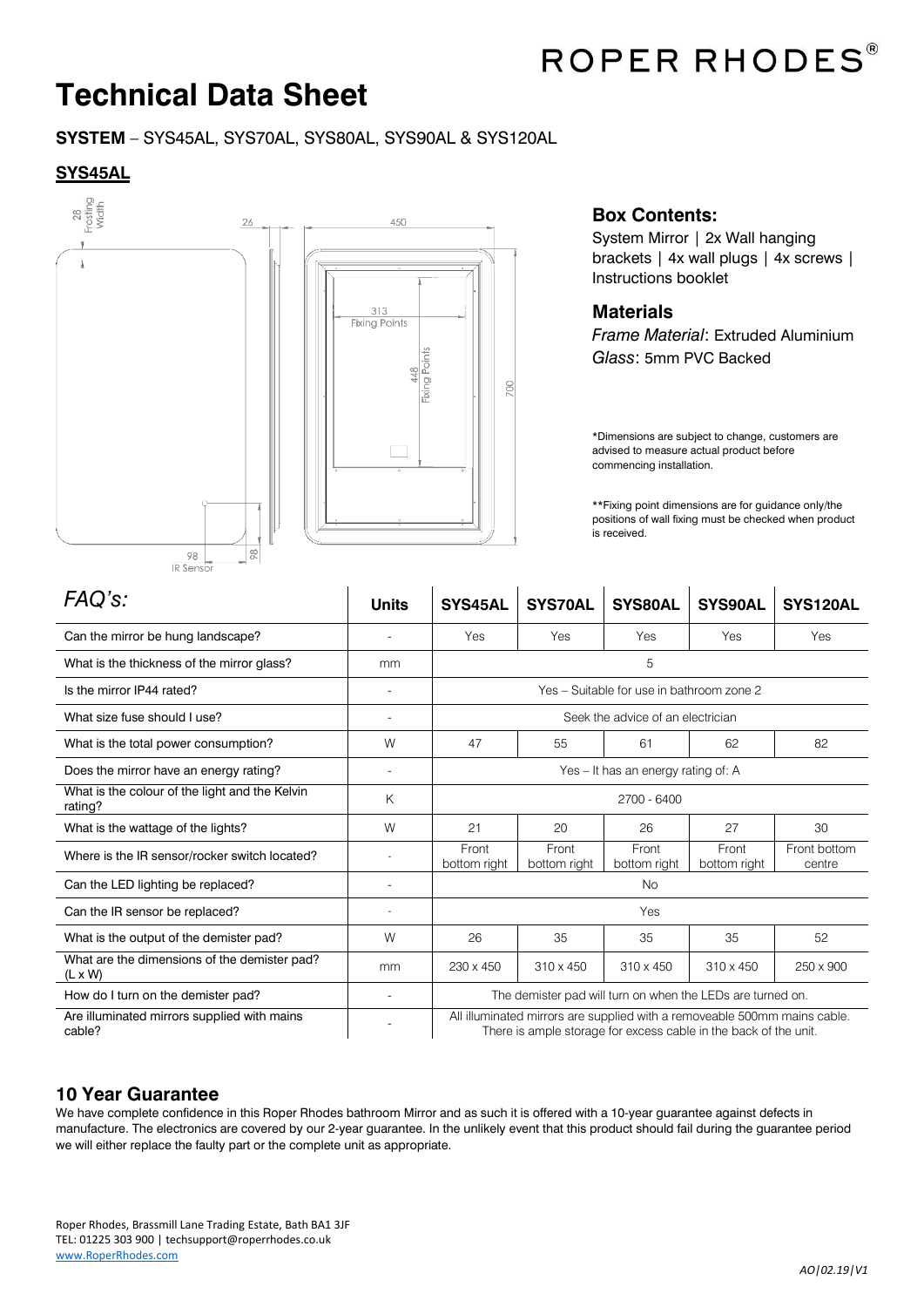ROPER RHODES®

# Technical Data Sheet

**SYSTEM** – SYS45AL, SYS70AL, SYS80AL, SYS90AL & SYS120AL

## SYS45AL

28 Frosting Width

26

450

313 Fixing Points

448 Fixing Points

700

98 IR Sensor

98

### Box Contents:

System Mirror | 2x Wall hanging brackets | 4x wall plugs | 4x screws | Instructions booklet

### Materials

*Frame Material*: Extruded Aluminium
*Glass*: 5mm PVC Backed

*Dimensions are subject to change, customers are advised to measure actual product before commencing installation.

**Fixing point dimensions are for guidance only/the positions of wall fixing must be checked when product is received.

| *FAQ's:* | Units | SYS45AL | SYS70AL | SYS80AL | SYS90AL | SYS120AL |
|---|---|---|---|---|---|---|
| Can the mirror be hung landscape? | - | Yes | Yes | Yes | Yes | Yes |
| What is the thickness of the mirror glass? | mm | 5 | | | | |
| Is the mirror IP44 rated? | - | Yes – Suitable for use in bathroom zone 2 | | | | |
| What size fuse should I use? | - | Seek the advice of an electrician | | | | |
| What is the total power consumption? | W | 47 | 55 | 61 | 62 | 82 |
| Does the mirror have an energy rating? | - | Yes – It has an energy rating of: A | | | | |
| What is the colour of the light and the Kelvin rating? | K | 2700 - 6400 | | | | |
| What is the wattage of the lights? | W | 21 | 20 | 26 | 27 | 30 |
| Where is the IR sensor/rocker switch located? | - | Front bottom right | Front bottom right | Front bottom right | Front bottom right | Front bottom centre |
| Can the LED lighting be replaced? | - | No | | | | |
| Can the IR sensor be replaced? | - | Yes | | | | |
| What is the output of the demister pad? | W | 26 | 35 | 35 | 35 | 52 |
| What are the dimensions of the demister pad? (L x W) | mm | 230 x 450 | 310 x 450 | 310 x 450 | 310 x 450 | 250 x 900 |
| How do I turn on the demister pad? | - | The demister pad will turn on when the LEDs are turned on. | | | | |
| Are illuminated mirrors supplied with mains cable? | - | All illuminated mirrors are supplied with a removeable 500mm mains cable. There is ample storage for excess cable in the back of the unit. | | | | |

## 10 Year Guarantee

We have complete confidence in this Roper Rhodes bathroom Mirror and as such it is offered with a 10-year guarantee against defects in manufacture. The electronics are covered by our 2-year guarantee. In the unlikely event that this product should fail during the guarantee period we will either replace the faulty part or the complete unit as appropriate.

Roper Rhodes, Brassmill Lane Trading Estate, Bath BA1 3JF
TEL: 01225 303 900 | techsupport@roperrhodes.co.uk
www.RoperRhodes.com

*AO|02.19|V1*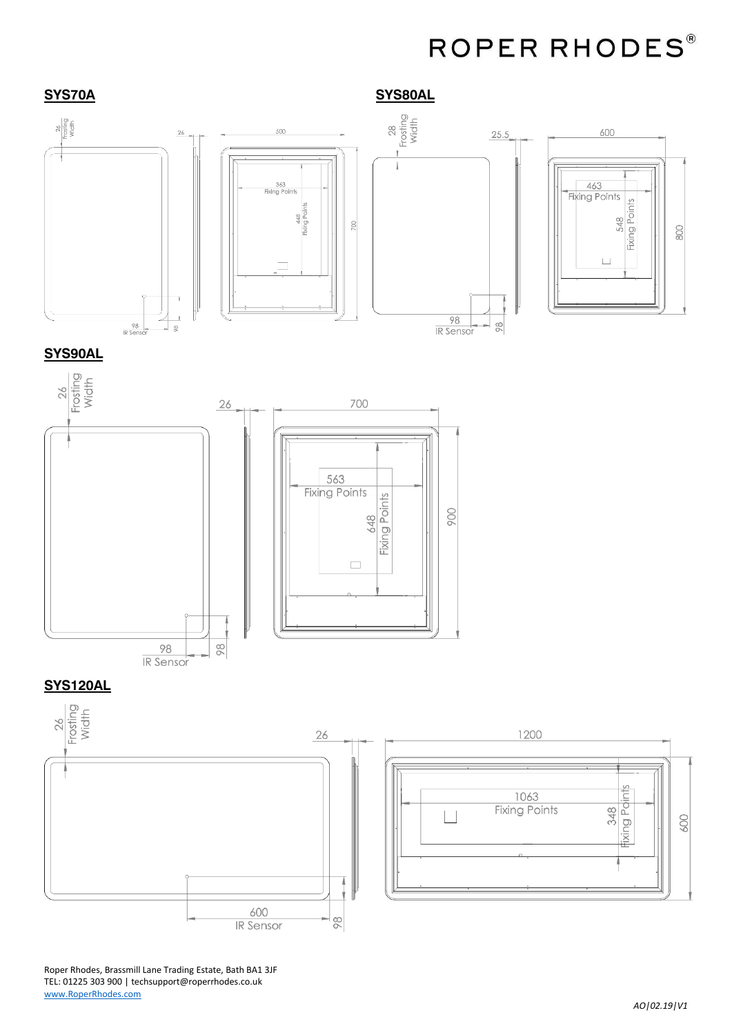ROPER RHODES®

## SYS70A

26 Frosting Width

26

500

363 Fixing Points

448 Fixing Points

700

98 IR Sensor

98

## SYS80AL

28 Frosting Width

25.5

600

463 Fixing Points

548 Fixing Points

800

98 IR Sensor

98

## SYS90AL

26 Frosting Width

26

700

563 Fixing Points

648 Fixing Points

900

98 IR Sensor

98

## SYS120AL

26 Frosting Width

26

1200

1063 Fixing Points

348 Fixing Points

600

600 IR Sensor

98

Roper Rhodes, Brassmill Lane Trading Estate, Bath BA1 3JF
TEL: 01225 303 900 | techsupport@roperrhodes.co.uk
www.RoperRhodes.com

*AO|02.19|V1*